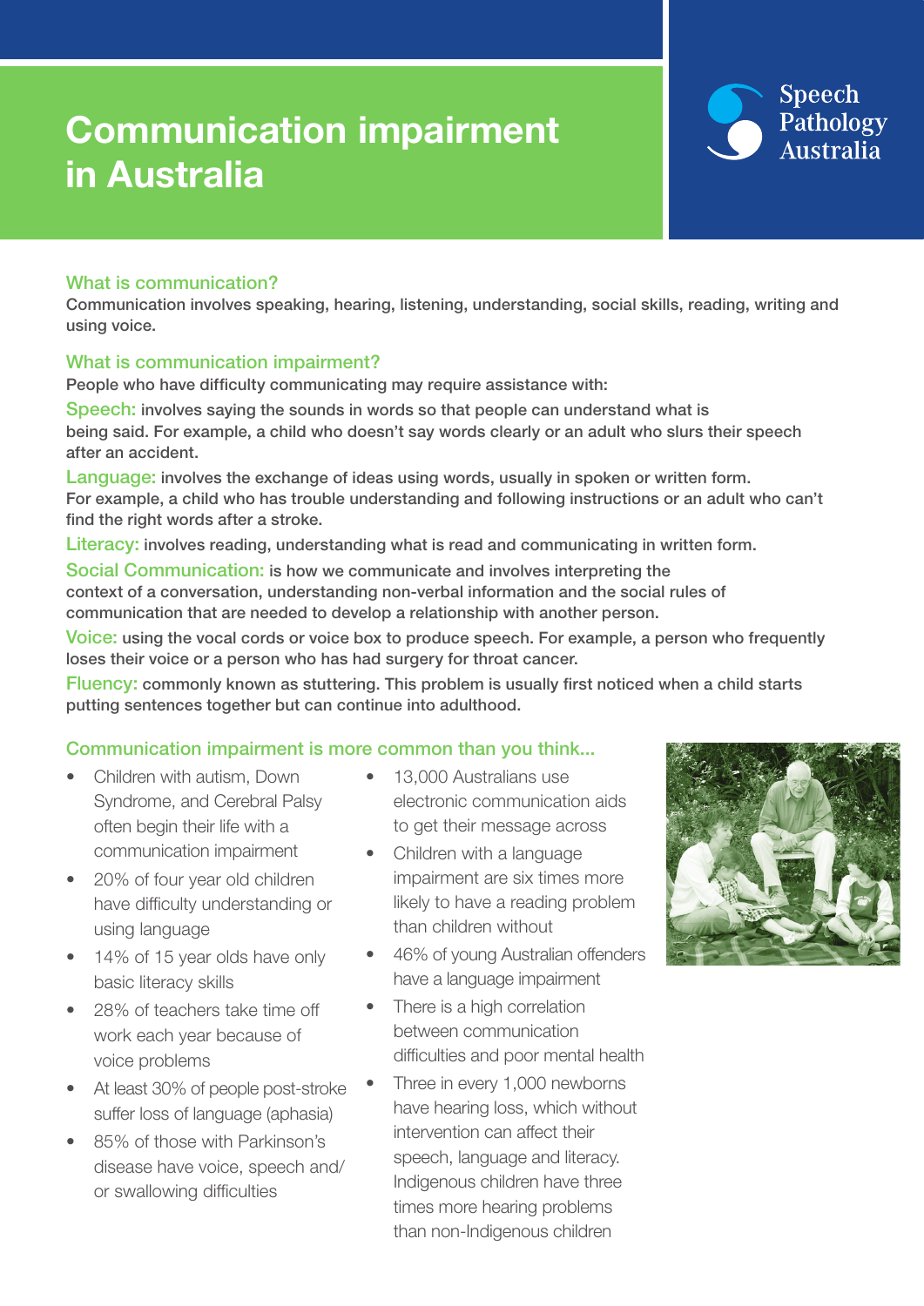# Communication impairment in Australia

Speech Pathology Australia

## What is communication?

Communication involves speaking, hearing, listening, understanding, social skills, reading, writing and using voice.

## What is communication impairment?

People who have difficulty communicating may require assistance with:

**Speech:** involves saying the sounds in words so that people can understand what is being said. For example, a child who doesn't say words clearly or an adult who slurs their speech after an accident.

**Language:** involves the exchange of ideas using words, usually in spoken or written form. For example, a child who has trouble understanding and following instructions or an adult who can't find the right words after a stroke.

**Literacy:** involves reading, understanding what is read and communicating in written form.

**Social Communication:** is how we communicate and involves interpreting the context of a conversation, understanding non-verbal information and the social rules of communication that are needed to develop a relationship with another person.

**Voice:** using the vocal cords or voice box to produce speech. For example, a person who frequently loses their voice or a person who has had surgery for throat cancer.

**Fluency:** commonly known as stuttering. This problem is usually first noticed when a child starts putting sentences together but can continue into adulthood.

## Communication impairment is more common than you think...

- Children with autism, Down Syndrome, and Cerebral Palsy often begin their life with a communication impairment
- 20% of four year old children have difficulty understanding or using language
- 14% of 15 year olds have only basic literacy skills
- 28% of teachers take time off work each year because of voice problems
- At least 30% of people post-stroke suffer loss of language (aphasia)
- 85% of those with Parkinson's disease have voice, speech and/or swallowing difficulties
- 13,000 Australians use electronic communication aids to get their message across
- Children with a language impairment are six times more likely to have a reading problem than children without
- 46% of young Australian offenders have a language impairment
- There is a high correlation between communication difficulties and poor mental health
- Three in every 1,000 newborns have hearing loss, which without intervention can affect their speech, language and literacy. Indigenous children have three times more hearing problems than non-Indigenous children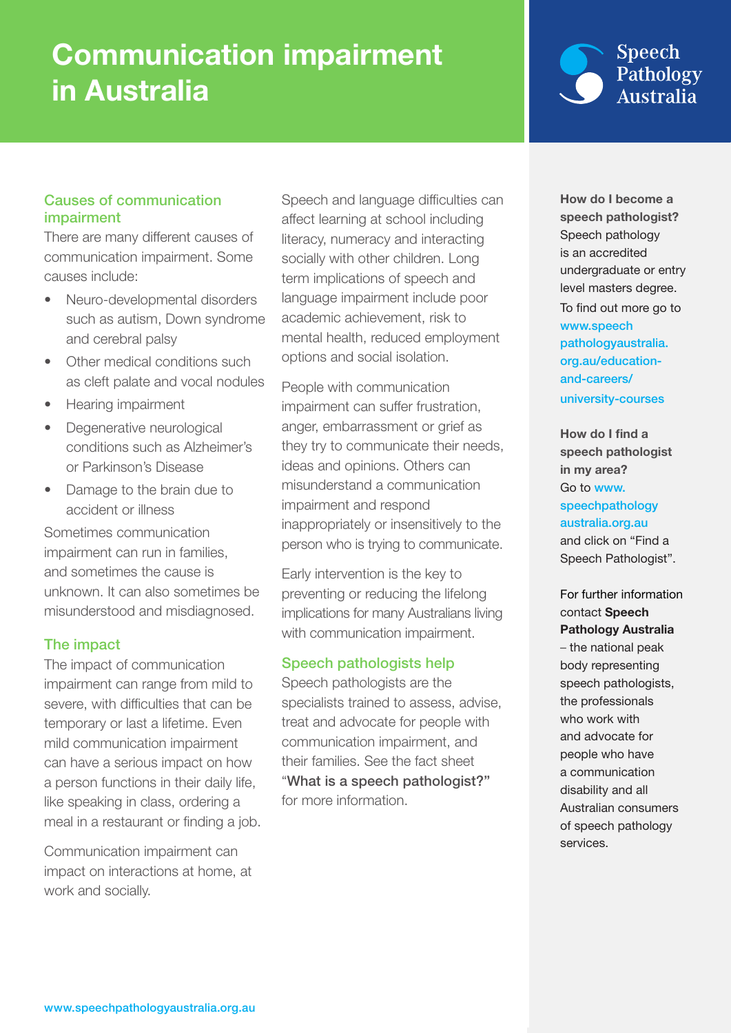# Communication impairment in Australia

Speech Pathology Australia

## Causes of communication impairment

There are many different causes of communication impairment. Some causes include:

- Neuro-developmental disorders such as autism, Down syndrome and cerebral palsy
- Other medical conditions such as cleft palate and vocal nodules
- Hearing impairment
- Degenerative neurological conditions such as Alzheimer's or Parkinson's Disease
- Damage to the brain due to accident or illness

Sometimes communication impairment can run in families, and sometimes the cause is unknown. It can also sometimes be misunderstood and misdiagnosed.

## The impact

The impact of communication impairment can range from mild to severe, with difficulties that can be temporary or last a lifetime. Even mild communication impairment can have a serious impact on how a person functions in their daily life, like speaking in class, ordering a meal in a restaurant or finding a job.

Communication impairment can impact on interactions at home, at work and socially.

Speech and language difficulties can affect learning at school including literacy, numeracy and interacting socially with other children. Long term implications of speech and language impairment include poor academic achievement, risk to mental health, reduced employment options and social isolation.

People with communication impairment can suffer frustration, anger, embarrassment or grief as they try to communicate their needs, ideas and opinions. Others can misunderstand a communication impairment and respond inappropriately or insensitively to the person who is trying to communicate.

Early intervention is the key to preventing or reducing the lifelong implications for many Australians living with communication impairment.

## Speech pathologists help

Speech pathologists are the specialists trained to assess, advise, treat and advocate for people with communication impairment, and their families. See the fact sheet "**What is a speech pathologist?**" for more information.

**How do I become a speech pathologist?**
Speech pathology is an accredited undergraduate or entry level masters degree.

To find out more go to www.speechpathologyaustralia.org.au/education-and-careers/university-courses

**How do I find a speech pathologist in my area?**
Go to www.speechpathologyaustralia.org.au and click on "Find a Speech Pathologist".

For further information contact **Speech Pathology Australia** – the national peak body representing speech pathologists, the professionals who work with and advocate for people who have a communication disability and all Australian consumers of speech pathology services.

www.speechpathologyaustralia.org.au